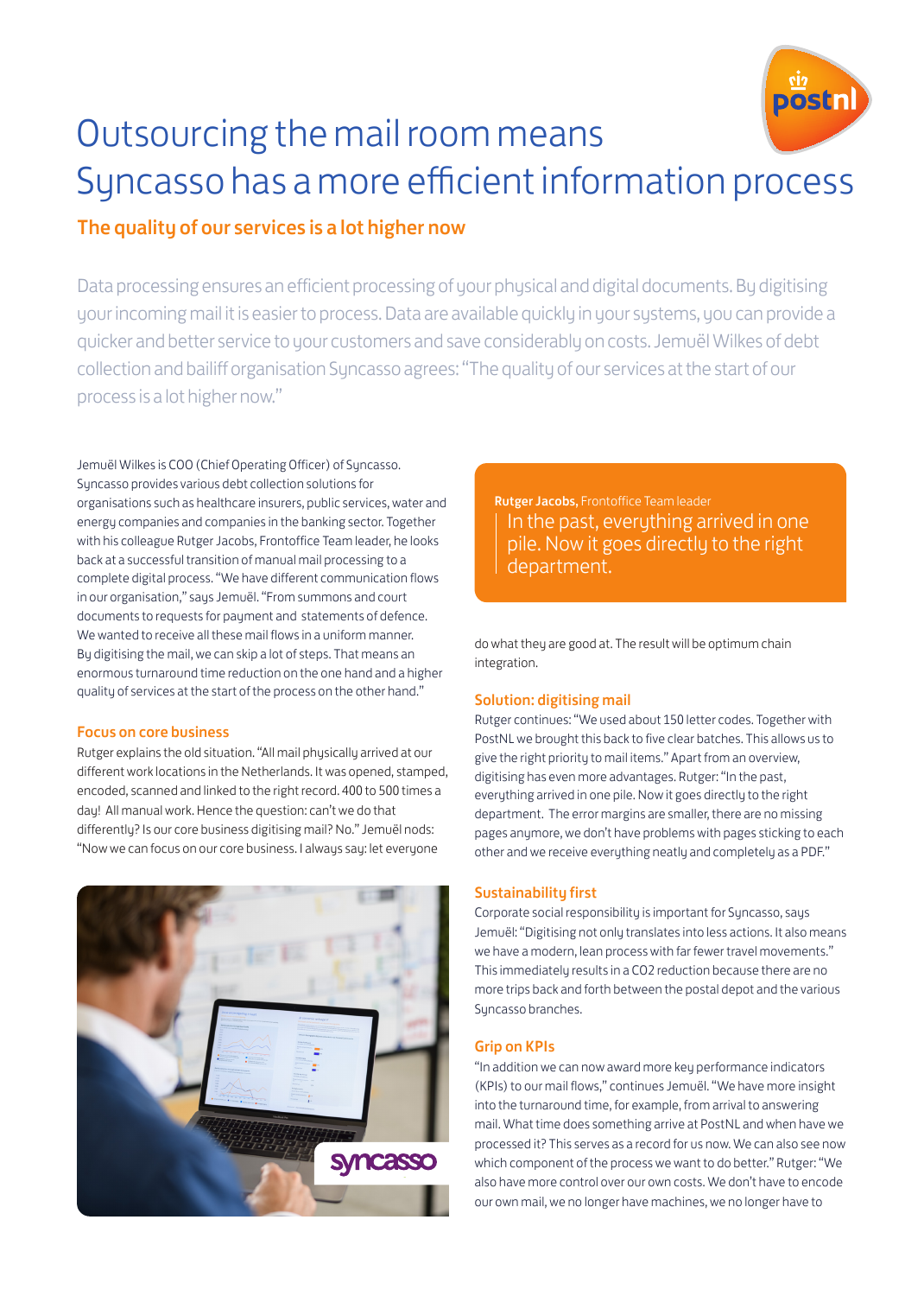# Outsourcing the mail room means Syncasso has a more efficient information process

## The quality of our services is a lot higher now

Data processing ensures an efficient processing of your physical and digital documents. By digitising your incoming mail it is easier to process. Data are available quickly in your systems, you can provide a quicker and better service to your customers and save considerably on costs. Jemuël Wilkes of debt collection and bailiff organisation Syncasso agrees: "The quality of our services at the start of our process is a lot higher now."

Jemuël Wilkes is COO (Chief Operating Officer) of Syncasso. Syncasso provides various debt collection solutions for organisations such as healthcare insurers, public services, water and energy companies and companies in the banking sector. Together with his colleague Rutger Jacobs, Frontoffice Team leader, he looks back at a successful transition of manual mail processing to a complete digital process. "We have different communication flows in our organisation," says Jemuël. "From summons and court documents to requests for payment and statements of defence. We wanted to receive all these mail flows in a uniform manner. By digitising the mail, we can skip a lot of steps. That means an enormous turnaround time reduction on the one hand and a higher quality of services at the start of the process on the other hand."

### Focus on core business

Rutger explains the old situation. "All mail physically arrived at our different work locations in the Netherlands. It was opened, stamped, encoded, scanned and linked to the right record. 400 to 500 times a day! All manual work. Hence the question: can't we do that differently? Is our core business digitising mail? No." Jemuël nods: "Now we can focus on our core business. I always say: let everyone do what they are good at. The result will be optimum chain integration.

> **Rutger Jacobs,** Frontoffice Team leader
> In the past, everything arrived in one pile. Now it goes directly to the right department.

### Solution: digitising mail

Rutger continues: "We used about 150 letter codes. Together with PostNL we brought this back to five clear batches. This allows us to give the right priority to mail items." Apart from an overview, digitising has even more advantages. Rutger: "In the past, everything arrived in one pile. Now it goes directly to the right department. The error margins are smaller, there are no missing pages anymore, we don't have problems with pages sticking to each other and we receive everything neatly and completely as a PDF."

### Sustainability first

Corporate social responsibility is important for Syncasso, says Jemuël: "Digitising not only translates into less actions. It also means we have a modern, lean process with far fewer travel movements." This immediately results in a $CO_2$ reduction because there are no more trips back and forth between the postal depot and the various Syncasso branches.

### Grip on KPIs

"In addition we can now award more key performance indicators (KPIs) to our mail flows," continues Jemuël. "We have more insight into the turnaround time, for example, from arrival to answering mail. What time does something arrive at PostNL and when have we processed it? This serves as a record for us now. We can also see now which component of the process we want to do better." Rutger: "We also have more control over our own costs. We don't have to encode our own mail, we no longer have machines, we no longer have to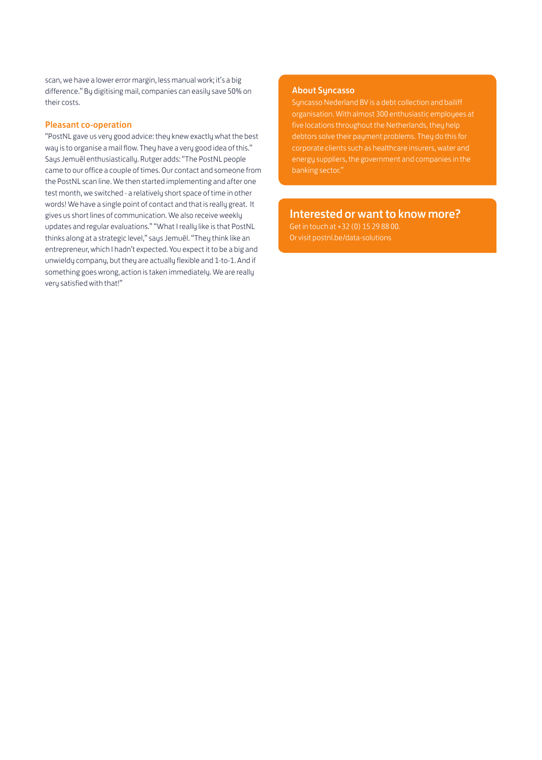scan, we have a lower error margin, less manual work; it's a big difference." By digitising mail, companies can easily save 50% on their costs.

## Pleasant co-operation

"PostNL gave us very good advice: they knew exactly what the best way is to organise a mail flow. They have a very good idea of this." Says Jemuël enthusiastically. Rutger adds: "The PostNL people came to our office a couple of times. Our contact and someone from the PostNL scan line. We then started implementing and after one test month, we switched - a relatively short space of time in other words! We have a single point of contact and that is really great. It gives us short lines of communication. We also receive weekly updates and regular evaluations." "What I really like is that PostNL thinks along at a strategic level," says Jemuël. "They think like an entrepreneur, which I hadn't expected. You expect it to be a big and unwieldy company, but they are actually flexible and 1-to-1. And if something goes wrong, action is taken immediately. We are really very satisfied with that!"

### About Syncasso

Syncasso Nederland BV is a debt collection and bailiff organisation. With almost 300 enthusiastic employees at five locations throughout the Netherlands, they help debtors solve their payment problems. They do this for corporate clients such as healthcare insurers, water and energy suppliers, the government and companies in the banking sector."

## Interested or want to know more?

Get in touch at +32 (0) 15 29 88 00.
Or visit postnl.be/data-solutions